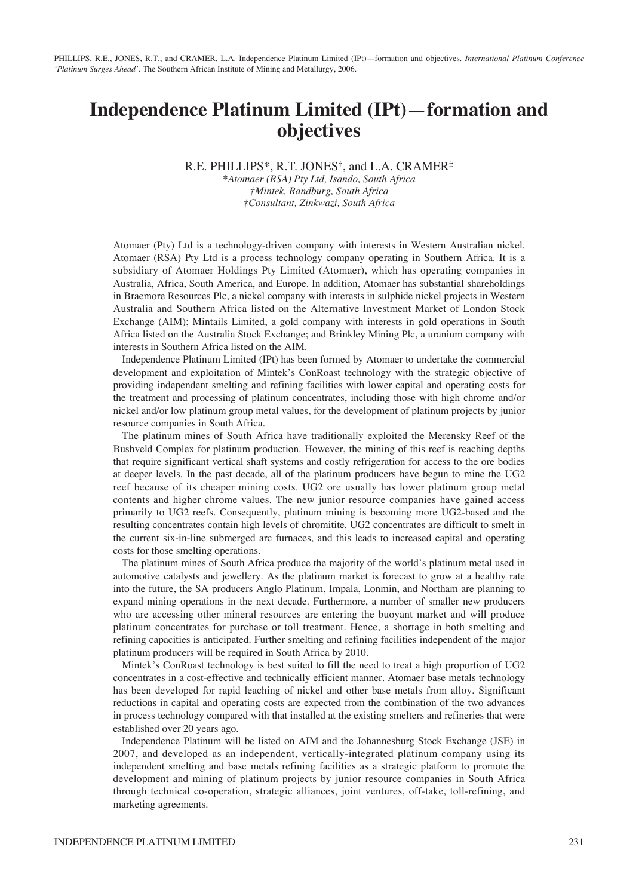PHILLIPS, R.E., JONES, R.T., and CRAMER, L.A. Independence Platinum Limited (IPt)—formation and objectives. *International Platinum Conference 'Platinum Surges Ahead'*, The Southern African Institute of Mining and Metallurgy, 2006.

# Independence Platinum Limited (IPt)—formation and objectives

R.E. PHILLIPS*, R.T. JONES†, and L.A. CRAMER‡

*\*Atomaer (RSA) Pty Ltd, Isando, South Africa*
*†Mintek, Randburg, South Africa*
*‡Consultant, Zinkwazi, South Africa*

Atomaer (Pty) Ltd is a technology-driven company with interests in Western Australian nickel. Atomaer (RSA) Pty Ltd is a process technology company operating in Southern Africa. It is a subsidiary of Atomaer Holdings Pty Limited (Atomaer), which has operating companies in Australia, Africa, South America, and Europe. In addition, Atomaer has substantial shareholdings in Braemore Resources Plc, a nickel company with interests in sulphide nickel projects in Western Australia and Southern Africa listed on the Alternative Investment Market of London Stock Exchange (AIM); Mintails Limited, a gold company with interests in gold operations in South Africa listed on the Australia Stock Exchange; and Brinkley Mining Plc, a uranium company with interests in Southern Africa listed on the AIM.

Independence Platinum Limited (IPt) has been formed by Atomaer to undertake the commercial development and exploitation of Mintek's ConRoast technology with the strategic objective of providing independent smelting and refining facilities with lower capital and operating costs for the treatment and processing of platinum concentrates, including those with high chrome and/or nickel and/or low platinum group metal values, for the development of platinum projects by junior resource companies in South Africa.

The platinum mines of South Africa have traditionally exploited the Merensky Reef of the Bushveld Complex for platinum production. However, the mining of this reef is reaching depths that require significant vertical shaft systems and costly refrigeration for access to the ore bodies at deeper levels. In the past decade, all of the platinum producers have begun to mine the UG2 reef because of its cheaper mining costs. UG2 ore usually has lower platinum group metal contents and higher chrome values. The new junior resource companies have gained access primarily to UG2 reefs. Consequently, platinum mining is becoming more UG2-based and the resulting concentrates contain high levels of chromitite. UG2 concentrates are difficult to smelt in the current six-in-line submerged arc furnaces, and this leads to increased capital and operating costs for those smelting operations.

The platinum mines of South Africa produce the majority of the world's platinum metal used in automotive catalysts and jewellery. As the platinum market is forecast to grow at a healthy rate into the future, the SA producers Anglo Platinum, Impala, Lonmin, and Northam are planning to expand mining operations in the next decade. Furthermore, a number of smaller new producers who are accessing other mineral resources are entering the buoyant market and will produce platinum concentrates for purchase or toll treatment. Hence, a shortage in both smelting and refining capacities is anticipated. Further smelting and refining facilities independent of the major platinum producers will be required in South Africa by 2010.

Mintek's ConRoast technology is best suited to fill the need to treat a high proportion of UG2 concentrates in a cost-effective and technically efficient manner. Atomaer base metals technology has been developed for rapid leaching of nickel and other base metals from alloy. Significant reductions in capital and operating costs are expected from the combination of the two advances in process technology compared with that installed at the existing smelters and refineries that were established over 20 years ago.

Independence Platinum will be listed on AIM and the Johannesburg Stock Exchange (JSE) in 2007, and developed as an independent, vertically-integrated platinum company using its independent smelting and base metals refining facilities as a strategic platform to promote the development and mining of platinum projects by junior resource companies in South Africa through technical co-operation, strategic alliances, joint ventures, off-take, toll-refining, and marketing agreements.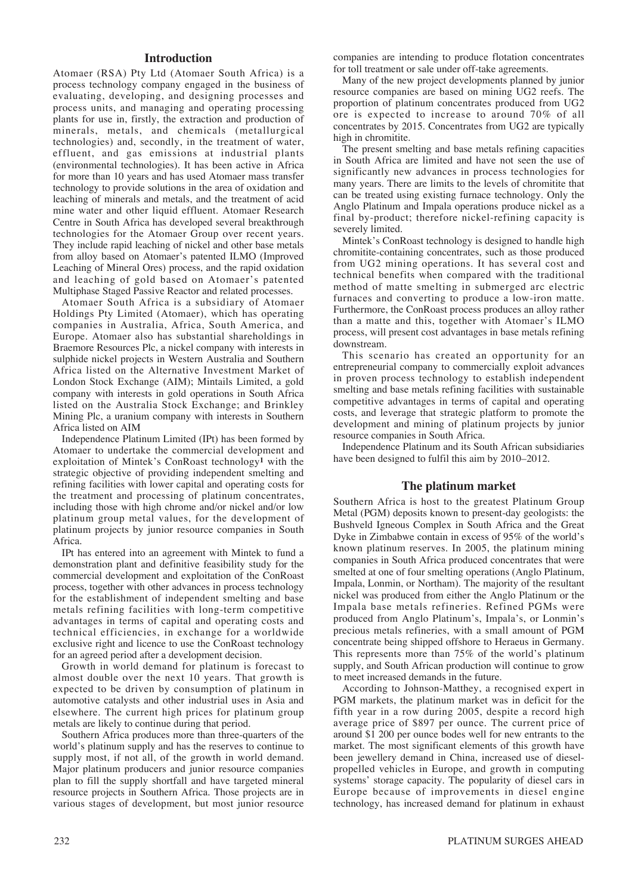## Introduction

Atomaer (RSA) Pty Ltd (Atomaer South Africa) is a process technology company engaged in the business of evaluating, developing, and designing processes and process units, and managing and operating processing plants for use in, firstly, the extraction and production of minerals, metals, and chemicals (metallurgical technologies) and, secondly, in the treatment of water, effluent, and gas emissions at industrial plants (environmental technologies). It has been active in Africa for more than 10 years and has used Atomaer mass transfer technology to provide solutions in the area of oxidation and leaching of minerals and metals, and the treatment of acid mine water and other liquid effluent. Atomaer Research Centre in South Africa has developed several breakthrough technologies for the Atomaer Group over recent years. They include rapid leaching of nickel and other base metals from alloy based on Atomaer's patented ILMO (Improved Leaching of Mineral Ores) process, and the rapid oxidation and leaching of gold based on Atomaer's patented Multiphase Staged Passive Reactor and related processes.

Atomaer South Africa is a subsidiary of Atomaer Holdings Pty Limited (Atomaer), which has operating companies in Australia, Africa, South America, and Europe. Atomaer also has substantial shareholdings in Braemore Resources Plc, a nickel company with interests in sulphide nickel projects in Western Australia and Southern Africa listed on the Alternative Investment Market of London Stock Exchange (AIM); Mintails Limited, a gold company with interests in gold operations in South Africa listed on the Australia Stock Exchange; and Brinkley Mining Plc, a uranium company with interests in Southern Africa listed on AIM

Independence Platinum Limited (IPt) has been formed by Atomaer to undertake the commercial development and exploitation of Mintek's ConRoast technology[1] with the strategic objective of providing independent smelting and refining facilities with lower capital and operating costs for the treatment and processing of platinum concentrates, including those with high chrome and/or nickel and/or low platinum group metal values, for the development of platinum projects by junior resource companies in South Africa.

IPt has entered into an agreement with Mintek to fund a demonstration plant and definitive feasibility study for the commercial development and exploitation of the ConRoast process, together with other advances in process technology for the establishment of independent smelting and base metals refining facilities with long-term competitive advantages in terms of capital and operating costs and technical efficiencies, in exchange for a worldwide exclusive right and licence to use the ConRoast technology for an agreed period after a development decision.

Growth in world demand for platinum is forecast to almost double over the next 10 years. That growth is expected to be driven by consumption of platinum in automotive catalysts and other industrial uses in Asia and elsewhere. The current high prices for platinum group metals are likely to continue during that period.

Southern Africa produces more than three-quarters of the world's platinum supply and has the reserves to continue to supply most, if not all, of the growth in world demand. Major platinum producers and junior resource companies plan to fill the supply shortfall and have targeted mineral resource projects in Southern Africa. Those projects are in various stages of development, but most junior resource companies are intending to produce flotation concentrates for toll treatment or sale under off-take agreements.

Many of the new project developments planned by junior resource companies are based on mining UG2 reefs. The proportion of platinum concentrates produced from UG2 ore is expected to increase to around 70% of all concentrates by 2015. Concentrates from UG2 are typically high in chromitite.

The present smelting and base metals refining capacities in South Africa are limited and have not seen the use of significantly new advances in process technologies for many years. There are limits to the levels of chromitite that can be treated using existing furnace technology. Only the Anglo Platinum and Impala operations produce nickel as a final by-product; therefore nickel-refining capacity is severely limited.

Mintek's ConRoast technology is designed to handle high chromitite-containing concentrates, such as those produced from UG2 mining operations. It has several cost and technical benefits when compared with the traditional method of matte smelting in submerged arc electric furnaces and converting to produce a low-iron matte. Furthermore, the ConRoast process produces an alloy rather than a matte and this, together with Atomaer's ILMO process, will present cost advantages in base metals refining downstream.

This scenario has created an opportunity for an entrepreneurial company to commercially exploit advances in proven process technology to establish independent smelting and base metals refining facilities with sustainable competitive advantages in terms of capital and operating costs, and leverage that strategic platform to promote the development and mining of platinum projects by junior resource companies in South Africa.

Independence Platinum and its South African subsidiaries have been designed to fulfil this aim by 2010–2012.

## The platinum market

Southern Africa is host to the greatest Platinum Group Metal (PGM) deposits known to present-day geologists: the Bushveld Igneous Complex in South Africa and the Great Dyke in Zimbabwe contain in excess of 95% of the world's known platinum reserves. In 2005, the platinum mining companies in South Africa produced concentrates that were smelted at one of four smelting operations (Anglo Platinum, Impala, Lonmin, or Northam). The majority of the resultant nickel was produced from either the Anglo Platinum or the Impala base metals refineries. Refined PGMs were produced from Anglo Platinum's, Impala's, or Lonmin's precious metals refineries, with a small amount of PGM concentrate being shipped offshore to Heraeus in Germany. This represents more than 75% of the world's platinum supply, and South African production will continue to grow to meet increased demands in the future.

According to Johnson-Matthey, a recognised expert in PGM markets, the platinum market was in deficit for the fifth year in a row during 2005, despite a record high average price of \$897 per ounce. The current price of around \$1 200 per ounce bodes well for new entrants to the market. The most significant elements of this growth have been jewellery demand in China, increased use of diesel-propelled vehicles in Europe, and growth in computing systems' storage capacity. The popularity of diesel cars in Europe because of improvements in diesel engine technology, has increased demand for platinum in exhaust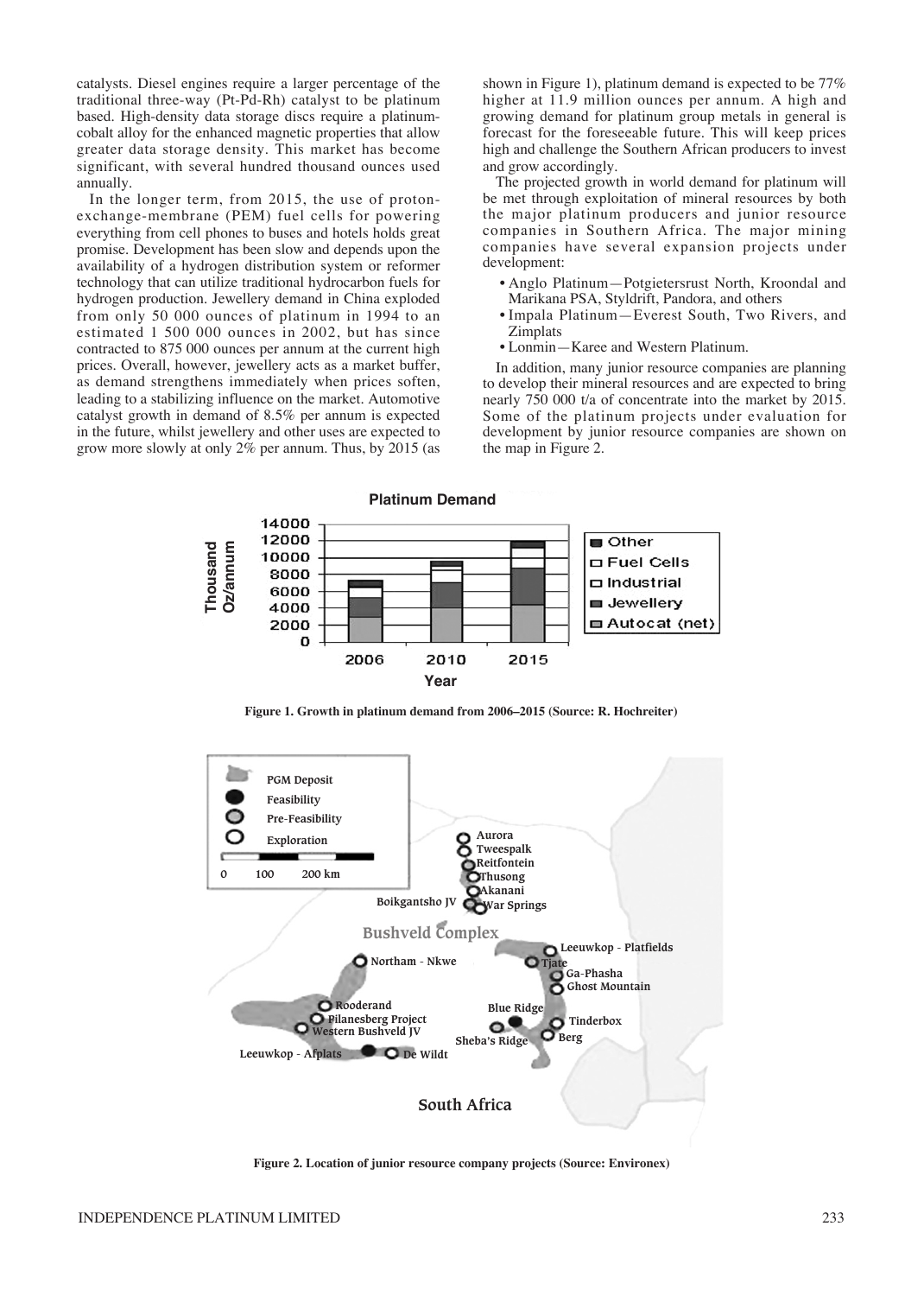catalysts. Diesel engines require a larger percentage of the traditional three-way (Pt-Pd-Rh) catalyst to be platinum based. High-density data storage discs require a platinum-cobalt alloy for the enhanced magnetic properties that allow greater data storage density. This market has become significant, with several hundred thousand ounces used annually.

In the longer term, from 2015, the use of proton-exchange-membrane (PEM) fuel cells for powering everything from cell phones to buses and hotels holds great promise. Development has been slow and depends upon the availability of a hydrogen distribution system or reformer technology that can utilize traditional hydrocarbon fuels for hydrogen production. Jewellery demand in China exploded from only 50 000 ounces of platinum in 1994 to an estimated 1 500 000 ounces in 2002, but has since contracted to 875 000 ounces per annum at the current high prices. Overall, however, jewellery acts as a market buffer, as demand strengthens immediately when prices soften, leading to a stabilizing influence on the market. Automotive catalyst growth in demand of 8.5% per annum is expected in the future, whilst jewellery and other uses are expected to grow more slowly at only 2% per annum. Thus, by 2015 (as shown in Figure 1), platinum demand is expected to be 77% higher at 11.9 million ounces per annum. A high and growing demand for platinum group metals in general is forecast for the foreseeable future. This will keep prices high and challenge the Southern African producers to invest and grow accordingly.

The projected growth in world demand for platinum will be met through exploitation of mineral resources by both the major platinum producers and junior resource companies in Southern Africa. The major mining companies have several expansion projects under development:

- Anglo Platinum—Potgietersrust North, Kroondal and Marikana PSA, Styldrift, Pandora, and others
- Impala Platinum—Everest South, Two Rivers, and Zimplats
- Lonmin—Karee and Western Platinum.

In addition, many junior resource companies are planning to develop their mineral resources and are expected to bring nearly 750 000 t/a of concentrate into the market by 2015. Some of the platinum projects under evaluation for development by junior resource companies are shown on the map in Figure 2.

**Figure 1. Growth in platinum demand from 2006–2015 (Source: R. Hochreiter)**

**Figure 2. Location of junior resource company projects (Source: Environex)**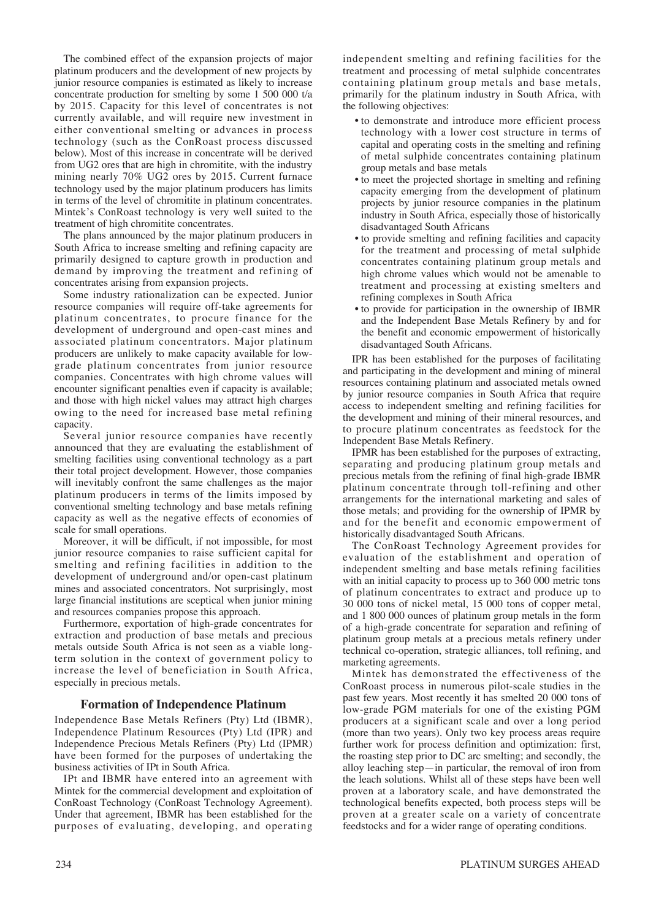The combined effect of the expansion projects of major platinum producers and the development of new projects by junior resource companies is estimated as likely to increase concentrate production for smelting by some 1 500 000 t/a by 2015. Capacity for this level of concentrates is not currently available, and will require new investment in either conventional smelting or advances in process technology (such as the ConRoast process discussed below). Most of this increase in concentrate will be derived from UG2 ores that are high in chromitite, with the industry mining nearly 70% UG2 ores by 2015. Current furnace technology used by the major platinum producers has limits in terms of the level of chromitite in platinum concentrates. Mintek's ConRoast technology is very well suited to the treatment of high chromitite concentrates.

The plans announced by the major platinum producers in South Africa to increase smelting and refining capacity are primarily designed to capture growth in production and demand by improving the treatment and refining of concentrates arising from expansion projects.

Some industry rationalization can be expected. Junior resource companies will require off-take agreements for platinum concentrates, to procure finance for the development of underground and open-cast mines and associated platinum concentrators. Major platinum producers are unlikely to make capacity available for low-grade platinum concentrates from junior resource companies. Concentrates with high chrome values will encounter significant penalties even if capacity is available; and those with high nickel values may attract high charges owing to the need for increased base metal refining capacity.

Several junior resource companies have recently announced that they are evaluating the establishment of smelting facilities using conventional technology as a part their total project development. However, those companies will inevitably confront the same challenges as the major platinum producers in terms of the limits imposed by conventional smelting technology and base metals refining capacity as well as the negative effects of economies of scale for small operations.

Moreover, it will be difficult, if not impossible, for most junior resource companies to raise sufficient capital for smelting and refining facilities in addition to the development of underground and/or open-cast platinum mines and associated concentrators. Not surprisingly, most large financial institutions are sceptical when junior mining and resources companies propose this approach.

Furthermore, exportation of high-grade concentrates for extraction and production of base metals and precious metals outside South Africa is not seen as a viable long-term solution in the context of government policy to increase the level of beneficiation in South Africa, especially in precious metals.

## Formation of Independence Platinum

Independence Base Metals Refiners (Pty) Ltd (IBMR), Independence Platinum Resources (Pty) Ltd (IPR) and Independence Precious Metals Refiners (Pty) Ltd (IPMR) have been formed for the purposes of undertaking the business activities of IPt in South Africa.

IPt and IBMR have entered into an agreement with Mintek for the commercial development and exploitation of ConRoast Technology (ConRoast Technology Agreement). Under that agreement, IBMR has been established for the purposes of evaluating, developing, and operating independent smelting and refining facilities for the treatment and processing of metal sulphide concentrates containing platinum group metals and base metals, primarily for the platinum industry in South Africa, with the following objectives:

- to demonstrate and introduce more efficient process technology with a lower cost structure in terms of capital and operating costs in the smelting and refining of metal sulphide concentrates containing platinum group metals and base metals
- to meet the projected shortage in smelting and refining capacity emerging from the development of platinum projects by junior resource companies in the platinum industry in South Africa, especially those of historically disadvantaged South Africans
- to provide smelting and refining facilities and capacity for the treatment and processing of metal sulphide concentrates containing platinum group metals and high chrome values which would not be amenable to treatment and processing at existing smelters and refining complexes in South Africa
- to provide for participation in the ownership of IBMR and the Independent Base Metals Refinery by and for the benefit and economic empowerment of historically disadvantaged South Africans.

IPR has been established for the purposes of facilitating and participating in the development and mining of mineral resources containing platinum and associated metals owned by junior resource companies in South Africa that require access to independent smelting and refining facilities for the development and mining of their mineral resources, and to procure platinum concentrates as feedstock for the Independent Base Metals Refinery.

IPMR has been established for the purposes of extracting, separating and producing platinum group metals and precious metals from the refining of final high-grade IBMR platinum concentrate through toll-refining and other arrangements for the international marketing and sales of those metals; and providing for the ownership of IPMR by and for the benefit and economic empowerment of historically disadvantaged South Africans.

The ConRoast Technology Agreement provides for evaluation of the establishment and operation of independent smelting and base metals refining facilities with an initial capacity to process up to 360 000 metric tons of platinum concentrates to extract and produce up to 30 000 tons of nickel metal, 15 000 tons of copper metal, and 1 800 000 ounces of platinum group metals in the form of a high-grade concentrate for separation and refining of platinum group metals at a precious metals refinery under technical co-operation, strategic alliances, toll refining, and marketing agreements.

Mintek has demonstrated the effectiveness of the ConRoast process in numerous pilot-scale studies in the past few years. Most recently it has smelted 20 000 tons of low-grade PGM materials for one of the existing PGM producers at a significant scale and over a long period (more than two years). Only two key process areas require further work for process definition and optimization: first, the roasting step prior to DC arc smelting; and secondly, the alloy leaching step—in particular, the removal of iron from the leach solutions. Whilst all of these steps have been well proven at a laboratory scale, and have demonstrated the technological benefits expected, both process steps will be proven at a greater scale on a variety of concentrate feedstocks and for a wider range of operating conditions.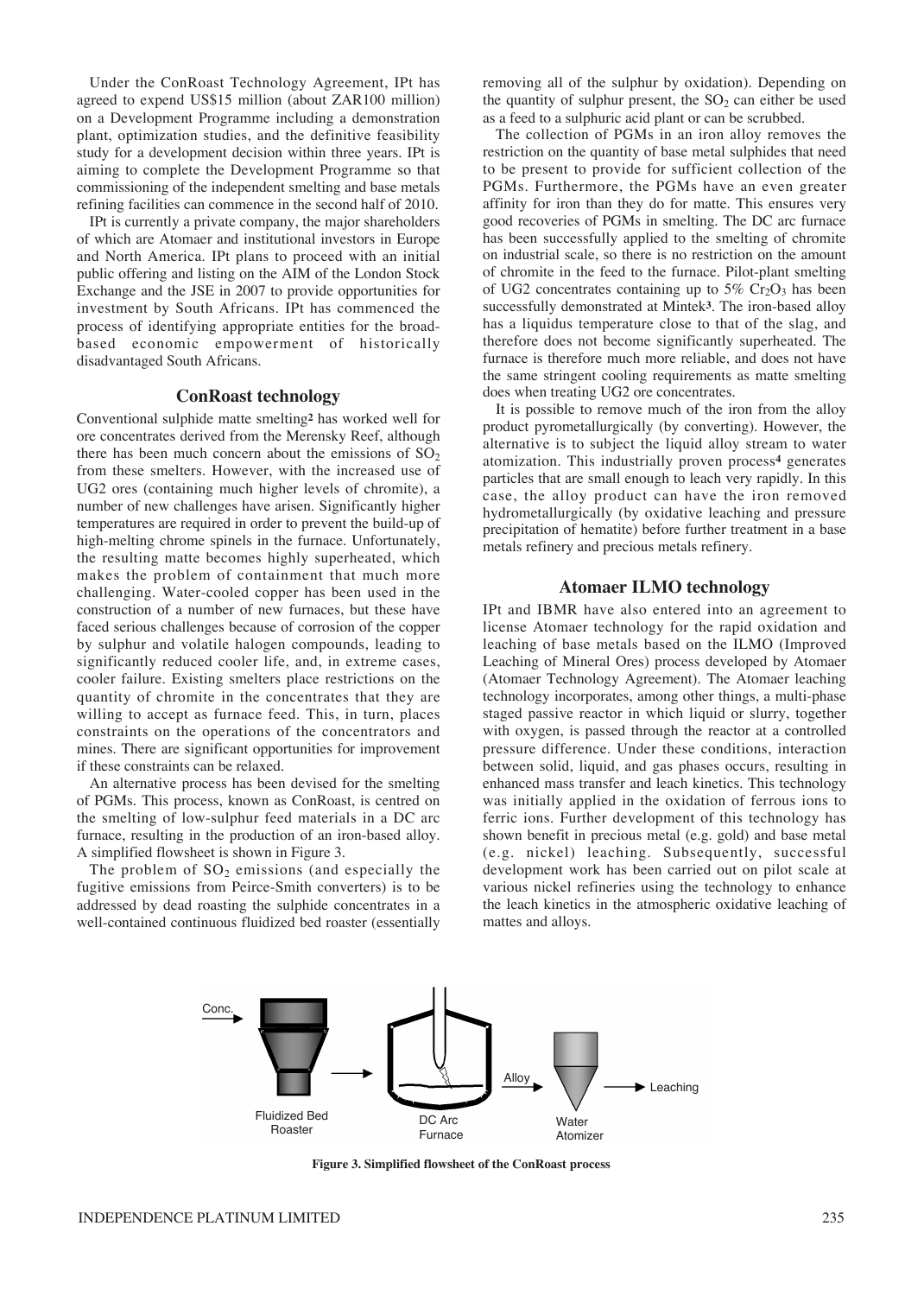Under the ConRoast Technology Agreement, IPt has agreed to expend US$15 million (about ZAR100 million) on a Development Programme including a demonstration plant, optimization studies, and the definitive feasibility study for a development decision within three years. IPt is aiming to complete the Development Programme so that commissioning of the independent smelting and base metals refining facilities can commence in the second half of 2010.

IPt is currently a private company, the major shareholders of which are Atomaer and institutional investors in Europe and North America. IPt plans to proceed with an initial public offering and listing on the AIM of the London Stock Exchange and the JSE in 2007 to provide opportunities for investment by South Africans. IPt has commenced the process of identifying appropriate entities for the broad-based economic empowerment of historically disadvantaged South Africans.

## ConRoast technology

Conventional sulphide matte smelting[2] has worked well for ore concentrates derived from the Merensky Reef, although there has been much concern about the emissions of $SO_2$ from these smelters. However, with the increased use of UG2 ores (containing much higher levels of chromite), a number of new challenges have arisen. Significantly higher temperatures are required in order to prevent the build-up of high-melting chrome spinels in the furnace. Unfortunately, the resulting matte becomes highly superheated, which makes the problem of containment that much more challenging. Water-cooled copper has been used in the construction of a number of new furnaces, but these have faced serious challenges because of corrosion of the copper by sulphur and volatile halogen compounds, leading to significantly reduced cooler life, and, in extreme cases, cooler failure. Existing smelters place restrictions on the quantity of chromite in the concentrates that they are willing to accept as furnace feed. This, in turn, places constraints on the operations of the concentrators and mines. There are significant opportunities for improvement if these constraints can be relaxed.

An alternative process has been devised for the smelting of PGMs. This process, known as ConRoast, is centred on the smelting of low-sulphur feed materials in a DC arc furnace, resulting in the production of an iron-based alloy. A simplified flowsheet is shown in Figure 3.

The problem of $SO_2$ emissions (and especially the fugitive emissions from Peirce-Smith converters) is to be addressed by dead roasting the sulphide concentrates in a well-contained continuous fluidized bed roaster (essentially removing all of the sulphur by oxidation). Depending on the quantity of sulphur present, the $SO_2$ can either be used as a feed to a sulphuric acid plant or can be scrubbed.

The collection of PGMs in an iron alloy removes the restriction on the quantity of base metal sulphides that need to be present to provide for sufficient collection of the PGMs. Furthermore, the PGMs have an even greater affinity for iron than they do for matte. This ensures very good recoveries of PGMs in smelting. The DC arc furnace has been successfully applied to the smelting of chromite on industrial scale, so there is no restriction on the amount of chromite in the feed to the furnace. Pilot-plant smelting of UG2 concentrates containing up to 5% $Cr_2O_3$ has been successfully demonstrated at Mintek[3]. The iron-based alloy has a liquidus temperature close to that of the slag, and therefore does not become significantly superheated. The furnace is therefore much more reliable, and does not have the same stringent cooling requirements as matte smelting does when treating UG2 ore concentrates.

It is possible to remove much of the iron from the alloy product pyrometallurgically (by converting). However, the alternative is to subject the liquid alloy stream to water atomization. This industrially proven process[4] generates particles that are small enough to leach very rapidly. In this case, the alloy product can have the iron removed hydrometallurgically (by oxidative leaching and pressure precipitation of hematite) before further treatment in a base metals refinery and precious metals refinery.

## Atomaer ILMO technology

IPt and IBMR have also entered into an agreement to license Atomaer technology for the rapid oxidation and leaching of base metals based on the ILMO (Improved Leaching of Mineral Ores) process developed by Atomaer (Atomaer Technology Agreement). The Atomaer leaching technology incorporates, among other things, a multi-phase staged passive reactor in which liquid or slurry, together with oxygen, is passed through the reactor at a controlled pressure difference. Under these conditions, interaction between solid, liquid, and gas phases occurs, resulting in enhanced mass transfer and leach kinetics. This technology was initially applied in the oxidation of ferrous ions to ferric ions. Further development of this technology has shown benefit in precious metal (e.g. gold) and base metal (e.g. nickel) leaching. Subsequently, successful development work has been carried out on pilot scale at various nickel refineries using the technology to enhance the leach kinetics in the atmospheric oxidative leaching of mattes and alloys.

**Figure 3. Simplified flowsheet of the ConRoast process**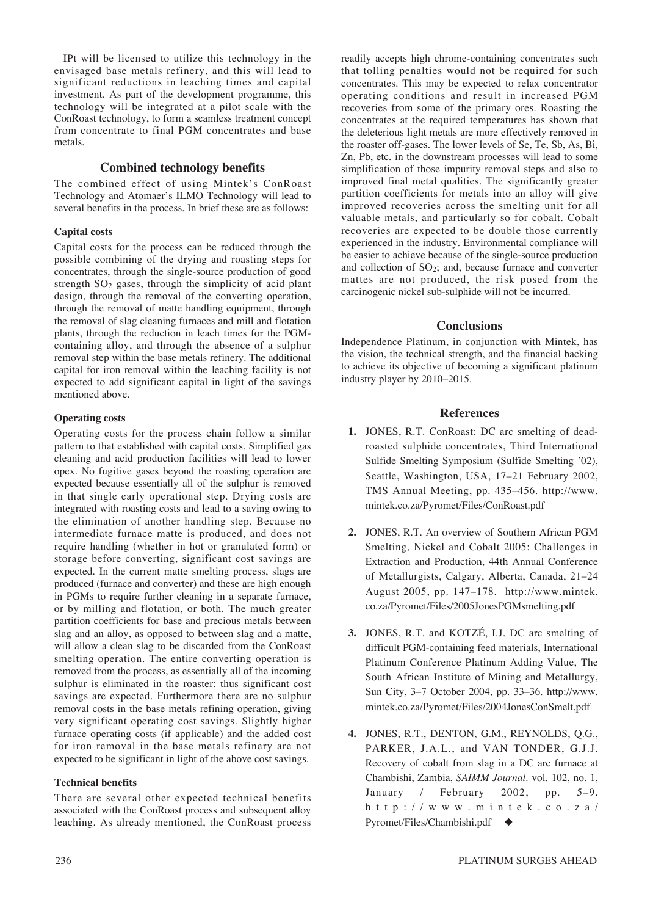IPt will be licensed to utilize this technology in the envisaged base metals refinery, and this will lead to significant reductions in leaching times and capital investment. As part of the development programme, this technology will be integrated at a pilot scale with the ConRoast technology, to form a seamless treatment concept from concentrate to final PGM concentrates and base metals.

## Combined technology benefits

The combined effect of using Mintek's ConRoast Technology and Atomaer's ILMO Technology will lead to several benefits in the process. In brief these are as follows:

### Capital costs

Capital costs for the process can be reduced through the possible combining of the drying and roasting steps for concentrates, through the single-source production of good strength $SO_2$ gases, through the simplicity of acid plant design, through the removal of the converting operation, through the removal of matte handling equipment, through the removal of slag cleaning furnaces and mill and flotation plants, through the reduction in leach times for the PGM-containing alloy, and through the absence of a sulphur removal step within the base metals refinery. The additional capital for iron removal within the leaching facility is not expected to add significant capital in light of the savings mentioned above.

### Operating costs

Operating costs for the process chain follow a similar pattern to that established with capital costs. Simplified gas cleaning and acid production facilities will lead to lower opex. No fugitive gases beyond the roasting operation are expected because essentially all of the sulphur is removed in that single early operational step. Drying costs are integrated with roasting costs and lead to a saving owing to the elimination of another handling step. Because no intermediate furnace matte is produced, and does not require handling (whether in hot or granulated form) or storage before converting, significant cost savings are expected. In the current matte smelting process, slags are produced (furnace and converter) and these are high enough in PGMs to require further cleaning in a separate furnace, or by milling and flotation, or both. The much greater partition coefficients for base and precious metals between slag and an alloy, as opposed to between slag and a matte, will allow a clean slag to be discarded from the ConRoast smelting operation. The entire converting operation is removed from the process, as essentially all of the incoming sulphur is eliminated in the roaster: thus significant cost savings are expected. Furthermore there are no sulphur removal costs in the base metals refining operation, giving very significant operating cost savings. Slightly higher furnace operating costs (if applicable) and the added cost for iron removal in the base metals refinery are not expected to be significant in light of the above cost savings.

### Technical benefits

There are several other expected technical benefits associated with the ConRoast process and subsequent alloy leaching. As already mentioned, the ConRoast process readily accepts high chrome-containing concentrates such that tolling penalties would not be required for such concentrates. This may be expected to relax concentrator operating conditions and result in increased PGM recoveries from some of the primary ores. Roasting the concentrates at the required temperatures has shown that the deleterious light metals are more effectively removed in the roaster off-gases. The lower levels of Se, Te, Sb, As, Bi, Zn, Pb, etc. in the downstream processes will lead to some simplification of those impurity removal steps and also to improved final metal qualities. The significantly greater partition coefficients for metals into an alloy will give improved recoveries across the smelting unit for all valuable metals, and particularly so for cobalt. Cobalt recoveries are expected to be double those currently experienced in the industry. Environmental compliance will be easier to achieve because of the single-source production and collection of $SO_2$; and, because furnace and converter mattes are not produced, the risk posed from the carcinogenic nickel sub-sulphide will not be incurred.

## Conclusions

Independence Platinum, in conjunction with Mintek, has the vision, the technical strength, and the financial backing to achieve its objective of becoming a significant platinum industry player by 2010–2015.

## References

1. JONES, R.T. ConRoast: DC arc smelting of dead-roasted sulphide concentrates, Third International Sulfide Smelting Symposium (Sulfide Smelting '02), Seattle, Washington, USA, 17–21 February 2002, TMS Annual Meeting, pp. 435–456. http://www.mintek.co.za/Pyromet/Files/ConRoast.pdf

2. JONES, R.T. An overview of Southern African PGM Smelting, Nickel and Cobalt 2005: Challenges in Extraction and Production, 44th Annual Conference of Metallurgists, Calgary, Alberta, Canada, 21–24 August 2005, pp. 147–178. http://www.mintek.co.za/Pyromet/Files/2005JonesPGMsmelting.pdf

3. JONES, R.T. and KOTZÉ, I.J. DC arc smelting of difficult PGM-containing feed materials, International Platinum Conference Platinum Adding Value, The South African Institute of Mining and Metallurgy, Sun City, 3–7 October 2004, pp. 33–36. http://www.mintek.co.za/Pyromet/Files/2004JonesConSmelt.pdf

4. JONES, R.T., DENTON, G.M., REYNOLDS, Q.G., PARKER, J.A.L., and VAN TONDER, G.J.J. Recovery of cobalt from slag in a DC arc furnace at Chambishi, Zambia, *SAIMM Journal,* vol. 102, no. 1, January / February 2002, pp. 5–9. http://www.mintek.co.za/Pyromet/Files/Chambishi.pdf ◆